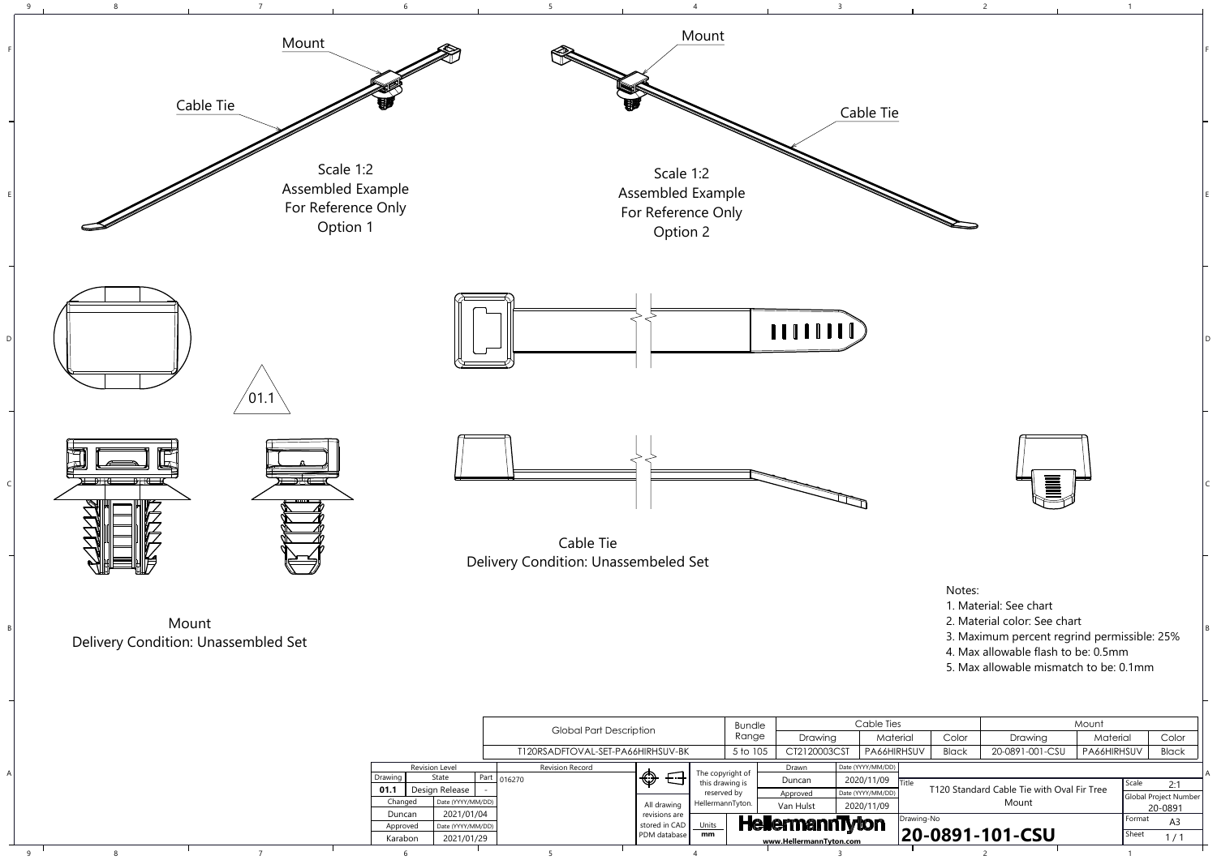Mount

Cable Tie

Scale 1:2
Assembled Example
For Reference Only
Option 1

Mount

Cable Tie

Scale 1:2
Assembled Example
For Reference Only
Option 2

01.1

Cable Tie
Delivery Condition: Unassembeled Set

Mount
Delivery Condition: Unassembled Set

Notes:

1. Material: See chart
2. Material color: See chart
3. Maximum percent regrind permissible: 25%
4. Max allowable flash to be: 0.5mm
5. Max allowable mismatch to be: 0.1mm

| Global Part Description | Bundle Range | Cable Ties | | | Mount | | |
|---|---|---|---|---|---|---|---|
| | | Drawing | Material | Color | Drawing | Material | Color |
| T120RSADFTOVAL-SET-PA66HIRHSUV-BK | 5 to 105 | CT2120003CST | PA66HIRHSUV | Black | 20-0891-001-CSU | PA66HIRHSUV | Black |

| Revision Level | | | Revision Record |
|---|---|---|---|
| Drawing | State | Part | 016270 |
| 01.1 | Design Release | - | |
| Changed | Date (YYYY/MM/DD) | | |
| Duncan | 2021/01/04 | | |
| Approved | Date (YYYY/MM/DD) | | |
| Karabon | 2021/01/29 | | |

All drawing revisions are stored in CAD PDM database

Units: mm

The copyright of this drawing is reserved by HellermannTyton.

| Drawn | Date (YYYY/MM/DD) |
|---|---|
| Duncan | 2020/11/09 |
| Approved | Date (YYYY/MM/DD) |
| Van Hulst | 2020/11/09 |

HellermannTyton
www.HellermannTyton.com

Title: T120 Standard Cable Tie with Oval Fir Tree Mount

Drawing-No: **20-0891-101-CSU**

Scale: 2:1

Global Project Number: 20-0891

Format: A3

Sheet: 1 / 1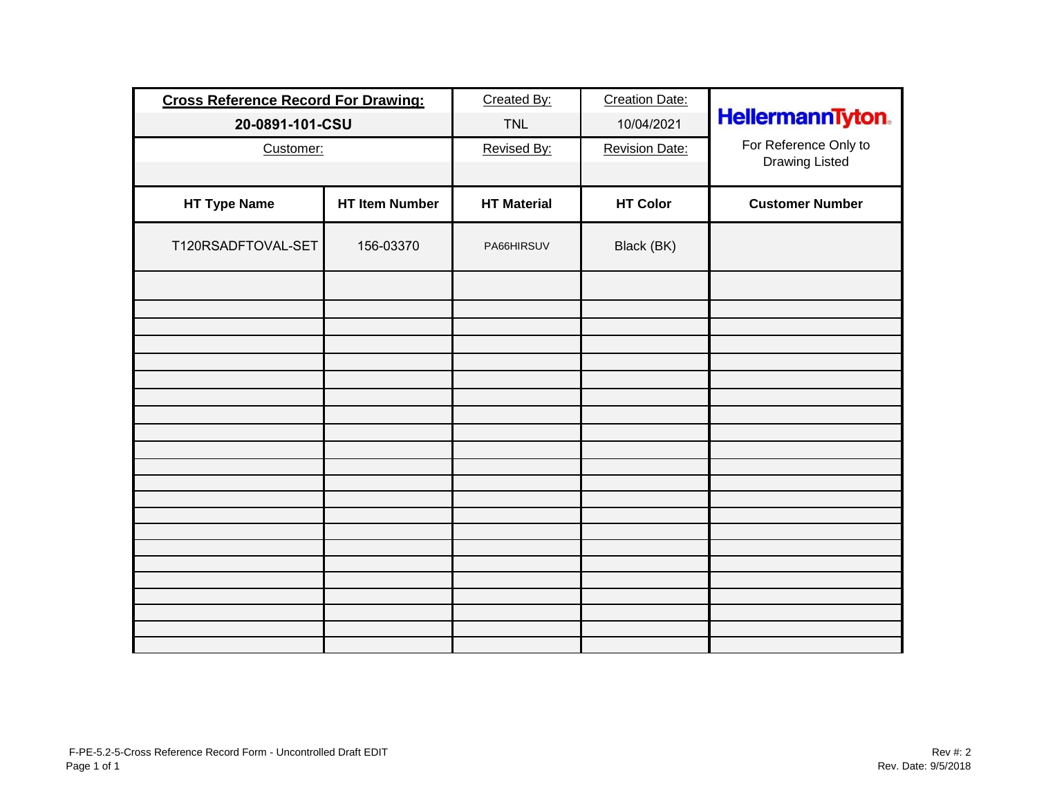| Cross Reference Record For Drawing: | | Created By: | Creation Date: | HellermannTyton |
|---|---|---|---|---|
| 20-0891-101-CSU | | TNL | 10/04/2021 | |
| Customer: | | Revised By: | Revision Date: | For Reference Only to Drawing Listed |
| | | | | |
| **HT Type Name** | **HT Item Number** | **HT Material** | **HT Color** | **Customer Number** |
| T120RSADFTOVAL-SET | 156-03370 | PA66HIRSUV | Black (BK) | |

F-PE-5.2-5-Cross Reference Record Form - Uncontrolled Draft EDIT

Rev #: 2
Rev. Date: 9/5/2018